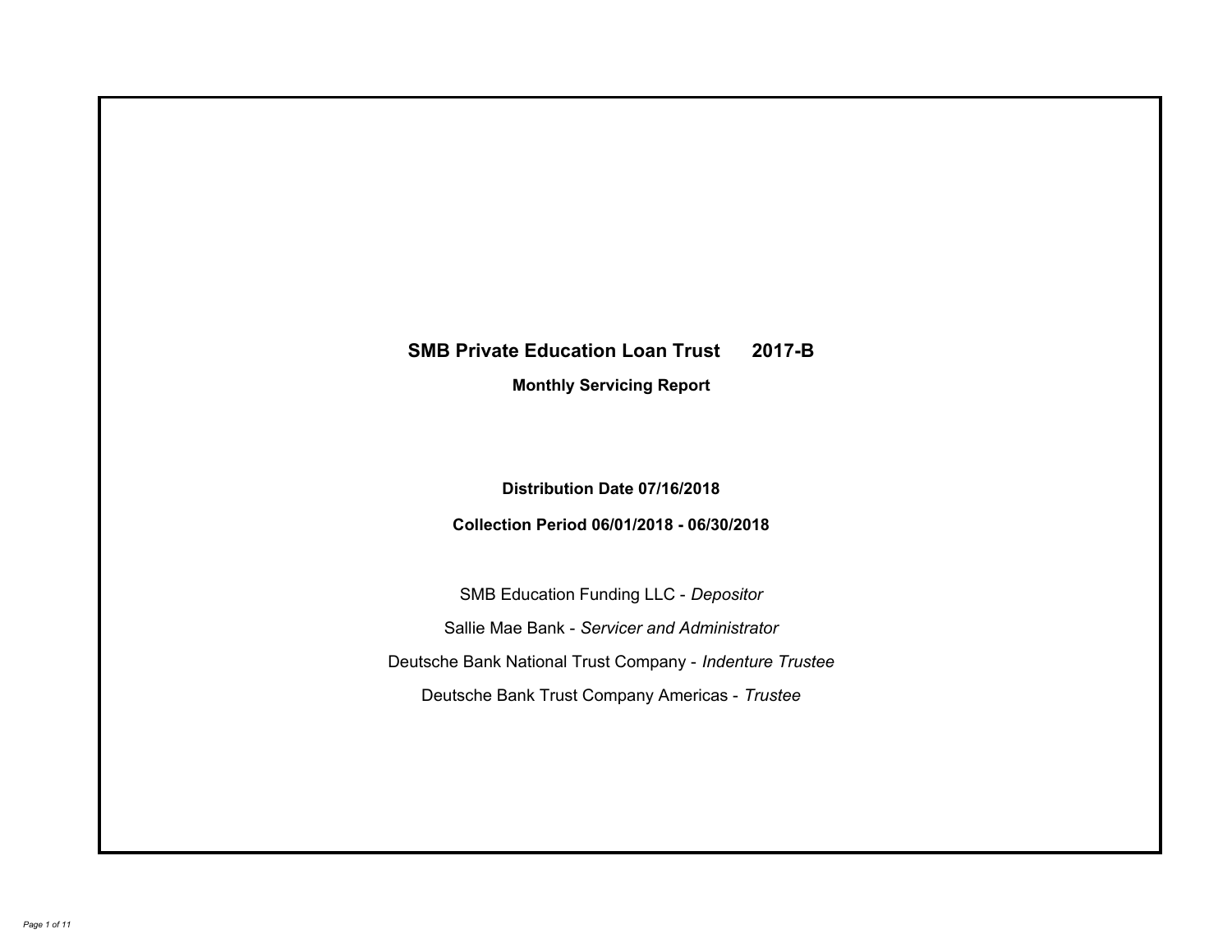# SMB Private Education Loan Trust 2017-B

## Monthly Servicing Report

**Distribution Date 07/16/2018**

**Collection Period 06/01/2018 - 06/30/2018**

SMB Education Funding LLC - *Depositor*

Sallie Mae Bank - *Servicer and Administrator*

Deutsche Bank National Trust Company - *Indenture Trustee*

Deutsche Bank Trust Company Americas - *Trustee*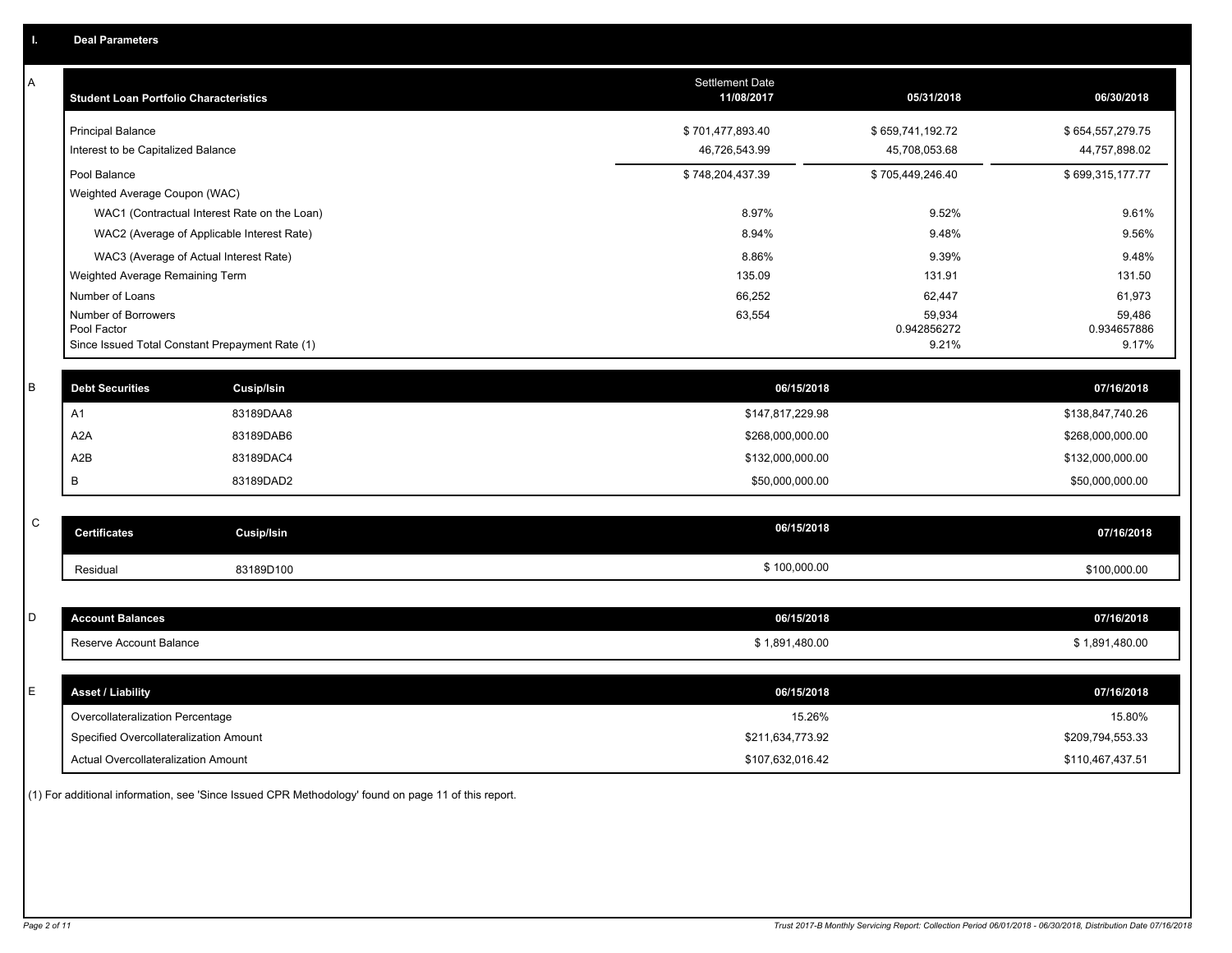## I. Deal Parameters

### A

| Student Loan Portfolio Characteristics | Settlement Date 11/08/2017 | 05/31/2018 | 06/30/2018 |
|---|---|---|---|
| Principal Balance | $ 701,477,893.40 | $ 659,741,192.72 | $ 654,557,279.75 |
| Interest to be Capitalized Balance | 46,726,543.99 | 45,708,053.68 | 44,757,898.02 |
| Pool Balance | $ 748,204,437.39 | $ 705,449,246.40 | $ 699,315,177.77 |
| Weighted Average Coupon (WAC) | | | |
| WAC1 (Contractual Interest Rate on the Loan) | 8.97% | 9.52% | 9.61% |
| WAC2 (Average of Applicable Interest Rate) | 8.94% | 9.48% | 9.56% |
| WAC3 (Average of Actual Interest Rate) | 8.86% | 9.39% | 9.48% |
| Weighted Average Remaining Term | 135.09 | 131.91 | 131.50 |
| Number of Loans | 66,252 | 62,447 | 61,973 |
| Number of Borrowers | 63,554 | 59,934 | 59,486 |
| Pool Factor | | 0.942856272 | 0.934657886 |
| Since Issued Total Constant Prepayment Rate (1) | | 9.21% | 9.17% |

### B

| Debt Securities | Cusip/Isin | 06/15/2018 | 07/16/2018 |
|---|---|---|---|
| A1 | 83189DAA8 | $147,817,229.98 | $138,847,740.26 |
| A2A | 83189DAB6 | $268,000,000.00 | $268,000,000.00 |
| A2B | 83189DAC4 | $132,000,000.00 | $132,000,000.00 |
| B | 83189DAD2 | $50,000,000.00 | $50,000,000.00 |

### C

| Certificates | Cusip/Isin | 06/15/2018 | 07/16/2018 |
|---|---|---|---|
| Residual | 83189D100 | $ 100,000.00 | $100,000.00 |

### D

| Account Balances | 06/15/2018 | 07/16/2018 |
|---|---|---|
| Reserve Account Balance | $ 1,891,480.00 | $ 1,891,480.00 |

### E

| Asset / Liability | 06/15/2018 | 07/16/2018 |
|---|---|---|
| Overcollateralization Percentage | 15.26% | 15.80% |
| Specified Overcollateralization Amount | $211,634,773.92 | $209,794,553.33 |
| Actual Overcollateralization Amount | $107,632,016.42 | $110,467,437.51 |

(1) For additional information, see 'Since Issued CPR Methodology' found on page 11 of this report.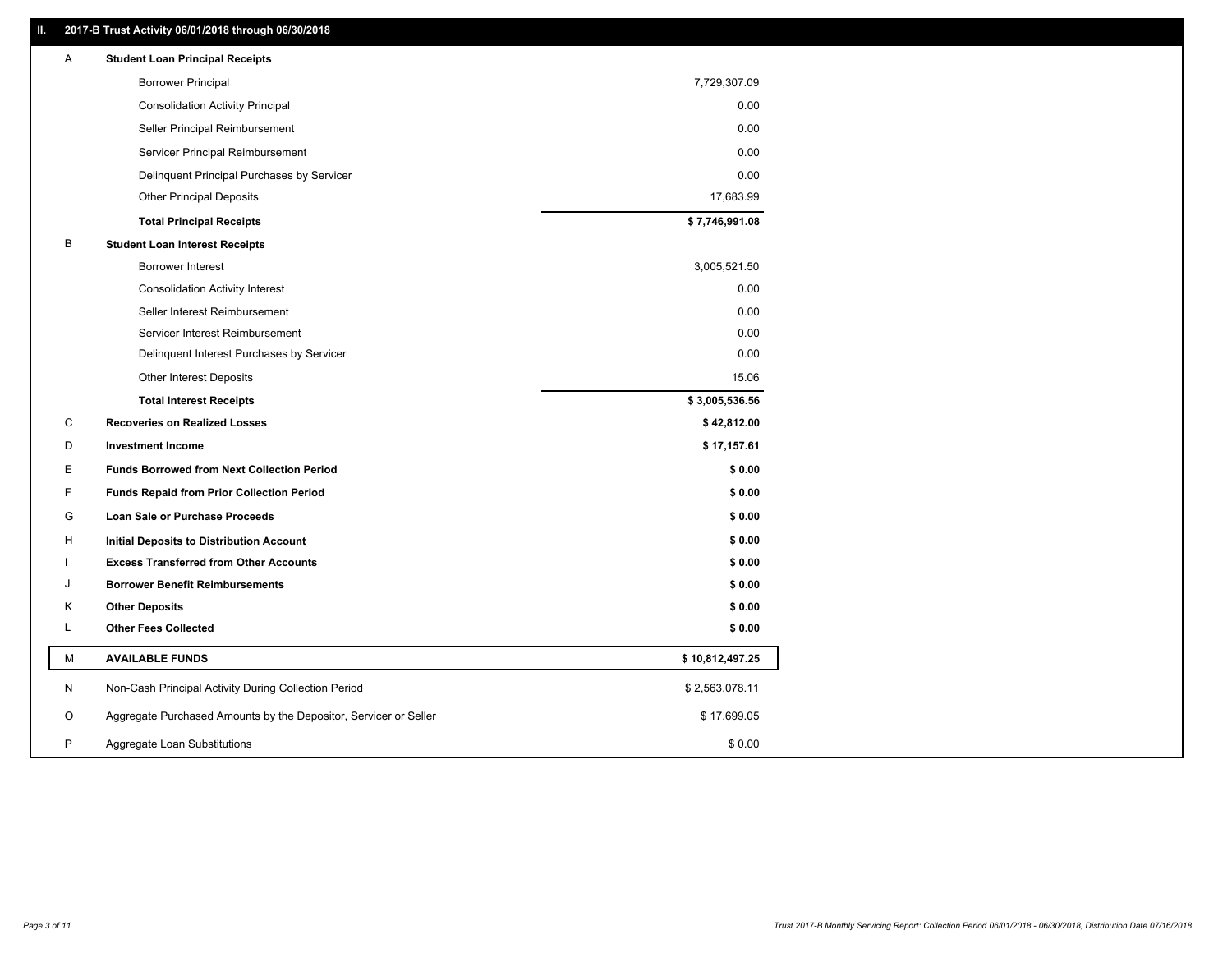## II. 2017-B Trust Activity 06/01/2018 through 06/30/2018

| | | |
|---|---|---|
| A | **Student Loan Principal Receipts** | |
| | Borrower Principal | 7,729,307.09 |
| | Consolidation Activity Principal | 0.00 |
| | Seller Principal Reimbursement | 0.00 |
| | Servicer Principal Reimbursement | 0.00 |
| | Delinquent Principal Purchases by Servicer | 0.00 |
| | Other Principal Deposits | 17,683.99 |
| | **Total Principal Receipts** | **$ 7,746,991.08** |
| B | **Student Loan Interest Receipts** | |
| | Borrower Interest | 3,005,521.50 |
| | Consolidation Activity Interest | 0.00 |
| | Seller Interest Reimbursement | 0.00 |
| | Servicer Interest Reimbursement | 0.00 |
| | Delinquent Interest Purchases by Servicer | 0.00 |
| | Other Interest Deposits | 15.06 |
| | **Total Interest Receipts** | **$ 3,005,536.56** |
| C | **Recoveries on Realized Losses** | **$ 42,812.00** |
| D | **Investment Income** | **$ 17,157.61** |
| E | **Funds Borrowed from Next Collection Period** | **$ 0.00** |
| F | **Funds Repaid from Prior Collection Period** | **$ 0.00** |
| G | **Loan Sale or Purchase Proceeds** | **$ 0.00** |
| H | **Initial Deposits to Distribution Account** | **$ 0.00** |
| I | **Excess Transferred from Other Accounts** | **$ 0.00** |
| J | **Borrower Benefit Reimbursements** | **$ 0.00** |
| K | **Other Deposits** | **$ 0.00** |
| L | **Other Fees Collected** | **$ 0.00** |
| M | **AVAILABLE FUNDS** | **$ 10,812,497.25** |
| N | Non-Cash Principal Activity During Collection Period | $ 2,563,078.11 |
| O | Aggregate Purchased Amounts by the Depositor, Servicer or Seller | $ 17,699.05 |
| P | Aggregate Loan Substitutions | $ 0.00 |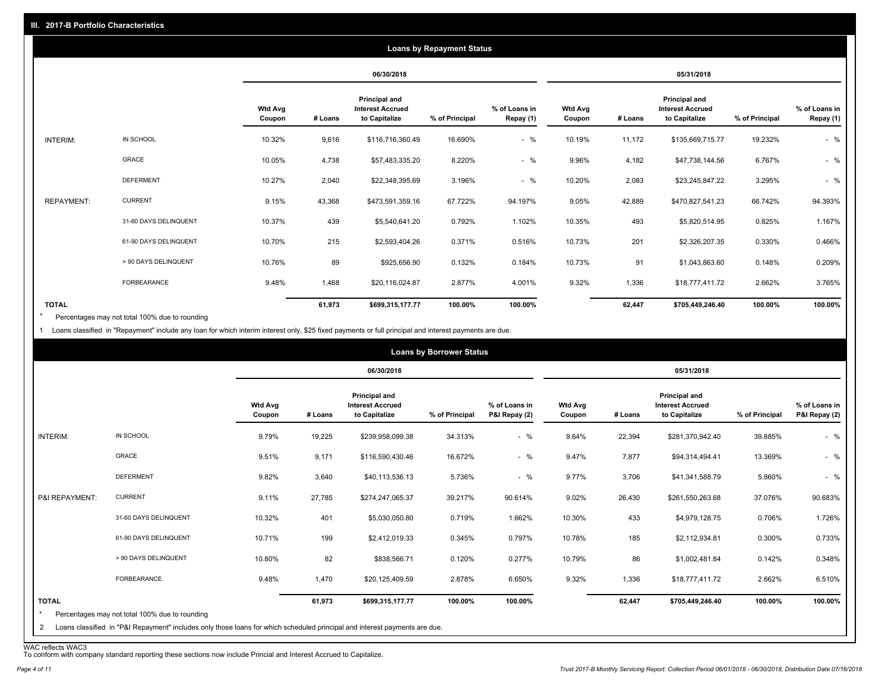## III. 2017-B Portfolio Characteristics

### Loans by Repayment Status

| | | 06/30/2018 | | | | | 05/31/2018 | | | | |
|---|---|---|---|---|---|---|---|---|---|---|---|
| | | Wtd Avg Coupon | # Loans | Principal and Interest Accrued to Capitalize | % of Principal | % of Loans in Repay (1) | Wtd Avg Coupon | # Loans | Principal and Interest Accrued to Capitalize | % of Principal | % of Loans in Repay (1) |
| INTERIM: | IN SCHOOL | 10.32% | 9,616 | $116,716,360.49 | 16.690% | - % | 10.19% | 11,172 | $135,669,715.77 | 19.232% | - % |
| | GRACE | 10.05% | 4,738 | $57,483,335.20 | 8.220% | - % | 9.96% | 4,182 | $47,738,144.56 | 6.767% | - % |
| | DEFERMENT | 10.27% | 2,040 | $22,348,395.69 | 3.196% | - % | 10.20% | 2,083 | $23,245,847.22 | 3.295% | - % |
| REPAYMENT: | CURRENT | 9.15% | 43,368 | $473,591,359.16 | 67.722% | 94.197% | 9.05% | 42,889 | $470,827,541.23 | 66.742% | 94.393% |
| | 31-60 DAYS DELINQUENT | 10.37% | 439 | $5,540,641.20 | 0.792% | 1.102% | 10.35% | 493 | $5,820,514.95 | 0.825% | 1.167% |
| | 61-90 DAYS DELINQUENT | 10.70% | 215 | $2,593,404.26 | 0.371% | 0.516% | 10.73% | 201 | $2,326,207.35 | 0.330% | 0.466% |
| | > 90 DAYS DELINQUENT | 10.76% | 89 | $925,656.90 | 0.132% | 0.184% | 10.73% | 91 | $1,043,863.60 | 0.148% | 0.209% |
| | FORBEARANCE | 9.48% | 1,468 | $20,116,024.87 | 2.877% | 4.001% | 9.32% | 1,336 | $18,777,411.72 | 2.662% | 3.765% |
| TOTAL | | | 61,973 | $699,315,177.77 | 100.00% | 100.00% | | 62,447 | $705,449,246.40 | 100.00% | 100.00% |

* Percentages may not total 100% due to rounding

1 Loans classified in "Repayment" include any loan for which interim interest only, $25 fixed payments or full principal and interest payments are due.

### Loans by Borrower Status

| | | 06/30/2018 | | | | | 05/31/2018 | | | | |
|---|---|---|---|---|---|---|---|---|---|---|---|
| | | Wtd Avg Coupon | # Loans | Principal and Interest Accrued to Capitalize | % of Principal | % of Loans in P&I Repay (2) | Wtd Avg Coupon | # Loans | Principal and Interest Accrued to Capitalize | % of Principal | % of Loans in P&I Repay (2) |
| INTERIM: | IN SCHOOL | 9.79% | 19,225 | $239,958,099.38 | 34.313% | - % | 9.64% | 22,394 | $281,370,942.40 | 39.885% | - % |
| | GRACE | 9.51% | 9,171 | $116,590,430.46 | 16.672% | - % | 9.47% | 7,877 | $94,314,494.41 | 13.369% | - % |
| | DEFERMENT | 9.82% | 3,640 | $40,113,536.13 | 5.736% | - % | 9.77% | 3,706 | $41,341,588.79 | 5.860% | - % |
| P&I REPAYMENT: | CURRENT | 9.11% | 27,785 | $274,247,065.37 | 39.217% | 90.614% | 9.02% | 26,430 | $261,550,263.68 | 37.076% | 90.683% |
| | 31-60 DAYS DELINQUENT | 10.32% | 401 | $5,030,050.80 | 0.719% | 1.662% | 10.30% | 433 | $4,979,128.75 | 0.706% | 1.726% |
| | 61-90 DAYS DELINQUENT | 10.71% | 199 | $2,412,019.33 | 0.345% | 0.797% | 10.78% | 185 | $2,112,934.81 | 0.300% | 0.733% |
| | > 90 DAYS DELINQUENT | 10.80% | 82 | $838,566.71 | 0.120% | 0.277% | 10.79% | 86 | $1,002,481.84 | 0.142% | 0.348% |
| | FORBEARANCE | 9.48% | 1,470 | $20,125,409.59 | 2.878% | 6.650% | 9.32% | 1,336 | $18,777,411.72 | 2.662% | 6.510% |
| TOTAL | | | 61,973 | $699,315,177.77 | 100.00% | 100.00% | | 62,447 | $705,449,246.40 | 100.00% | 100.00% |

* Percentages may not total 100% due to rounding

2 Loans classified in "P&I Repayment" includes only those loans for which scheduled principal and interest payments are due.

WAC reflects WAC3

To conform with company standard reporting these sections now include Princial and Interest Accrued to Capitalize.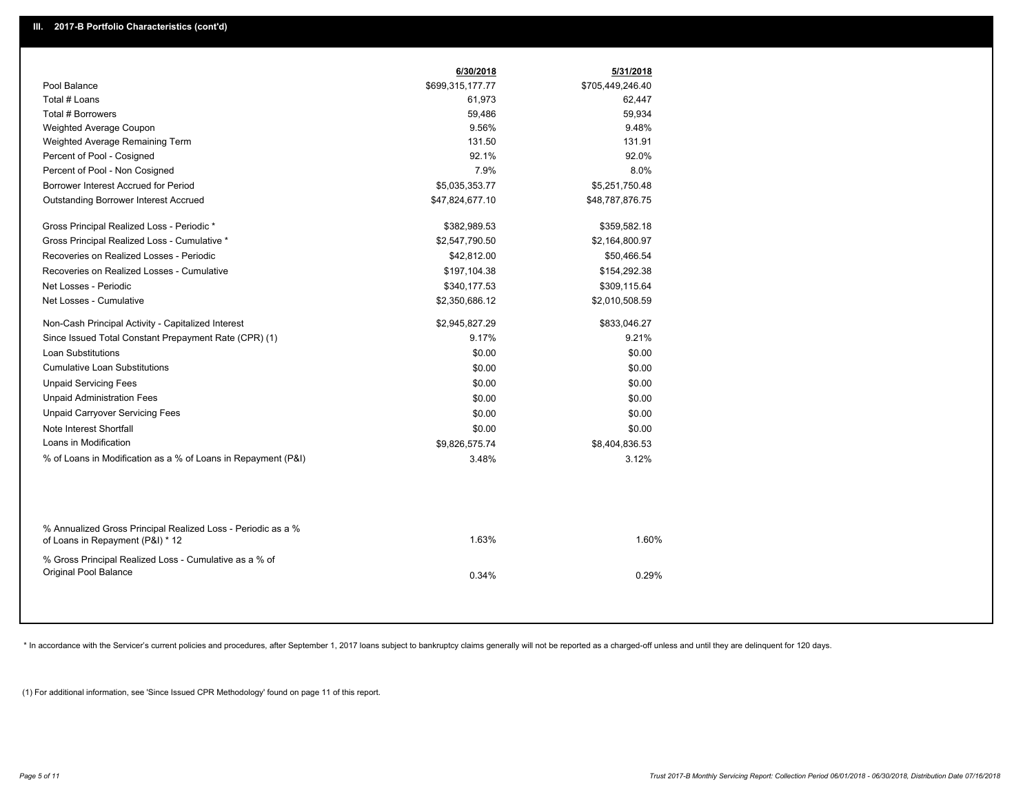## III. 2017-B Portfolio Characteristics (cont'd)

| | 6/30/2018 | 5/31/2018 |
|---|---|---|
| Pool Balance | $699,315,177.77 | $705,449,246.40 |
| Total # Loans | 61,973 | 62,447 |
| Total # Borrowers | 59,486 | 59,934 |
| Weighted Average Coupon | 9.56% | 9.48% |
| Weighted Average Remaining Term | 131.50 | 131.91 |
| Percent of Pool - Cosigned | 92.1% | 92.0% |
| Percent of Pool - Non Cosigned | 7.9% | 8.0% |
| Borrower Interest Accrued for Period | $5,035,353.77 | $5,251,750.48 |
| Outstanding Borrower Interest Accrued | $47,824,677.10 | $48,787,876.75 |
| Gross Principal Realized Loss - Periodic * | $382,989.53 | $359,582.18 |
| Gross Principal Realized Loss - Cumulative * | $2,547,790.50 | $2,164,800.97 |
| Recoveries on Realized Losses - Periodic | $42,812.00 | $50,466.54 |
| Recoveries on Realized Losses - Cumulative | $197,104.38 | $154,292.38 |
| Net Losses - Periodic | $340,177.53 | $309,115.64 |
| Net Losses - Cumulative | $2,350,686.12 | $2,010,508.59 |
| Non-Cash Principal Activity - Capitalized Interest | $2,945,827.29 | $833,046.27 |
| Since Issued Total Constant Prepayment Rate (CPR) (1) | 9.17% | 9.21% |
| Loan Substitutions | $0.00 | $0.00 |
| Cumulative Loan Substitutions | $0.00 | $0.00 |
| Unpaid Servicing Fees | $0.00 | $0.00 |
| Unpaid Administration Fees | $0.00 | $0.00 |
| Unpaid Carryover Servicing Fees | $0.00 | $0.00 |
| Note Interest Shortfall | $0.00 | $0.00 |
| Loans in Modification | $9,826,575.74 | $8,404,836.53 |
| % of Loans in Modification as a % of Loans in Repayment (P&I) | 3.48% | 3.12% |
| % Annualized Gross Principal Realized Loss - Periodic as a % of Loans in Repayment (P&I) * 12 | 1.63% | 1.60% |
| % Gross Principal Realized Loss - Cumulative as a % of Original Pool Balance | 0.34% | 0.29% |

* In accordance with the Servicer's current policies and procedures, after September 1, 2017 loans subject to bankruptcy claims generally will not be reported as a charged-off unless and until they are delinquent for 120 days.

(1) For additional information, see 'Since Issued CPR Methodology' found on page 11 of this report.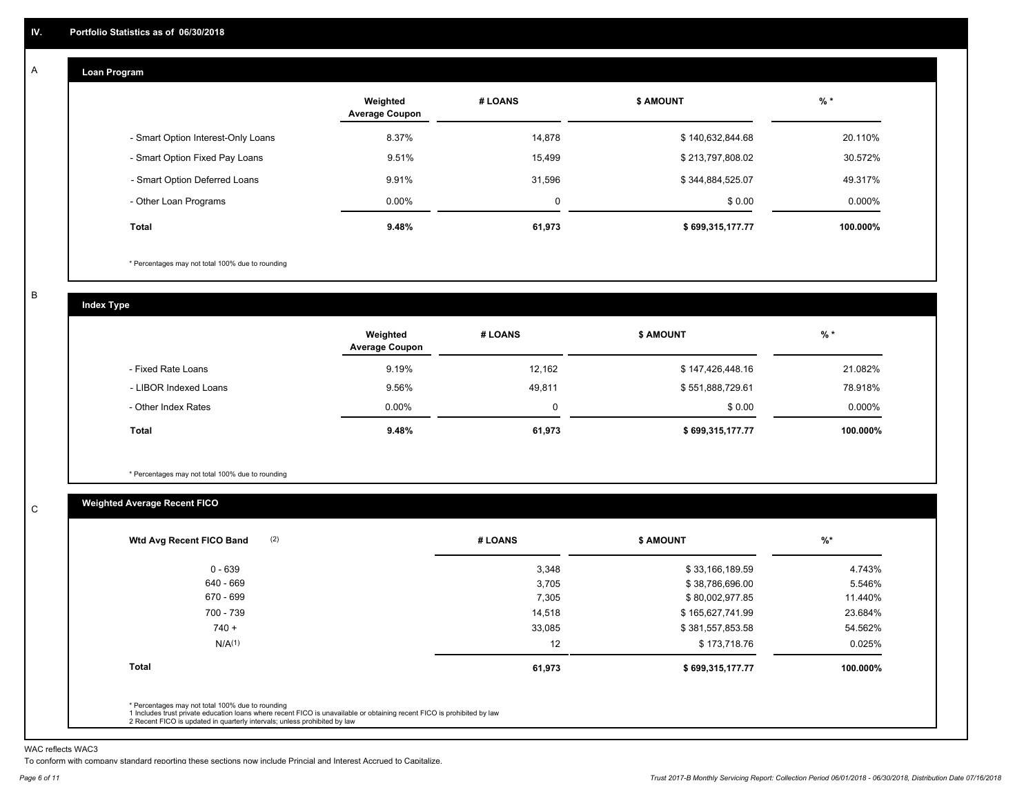## IV. Portfolio Statistics as of 06/30/2018

### A. Loan Program

| | Weighted Average Coupon | # LOANS | $ AMOUNT | % * |
|---|---|---|---|---|
| - Smart Option Interest-Only Loans | 8.37% | 14,878 | $ 140,632,844.68 | 20.110% |
| - Smart Option Fixed Pay Loans | 9.51% | 15,499 | $ 213,797,808.02 | 30.572% |
| - Smart Option Deferred Loans | 9.91% | 31,596 | $ 344,884,525.07 | 49.317% |
| - Other Loan Programs | 0.00% | 0 | $ 0.00 | 0.000% |
| **Total** | **9.48%** | **61,973** | **$ 699,315,177.77** | **100.000%** |

* Percentages may not total 100% due to rounding

### B. Index Type

| | Weighted Average Coupon | # LOANS | $ AMOUNT | % * |
|---|---|---|---|---|
| - Fixed Rate Loans | 9.19% | 12,162 | $ 147,426,448.16 | 21.082% |
| - LIBOR Indexed Loans | 9.56% | 49,811 | $ 551,888,729.61 | 78.918% |
| - Other Index Rates | 0.00% | 0 | $ 0.00 | 0.000% |
| **Total** | **9.48%** | **61,973** | **$ 699,315,177.77** | **100.000%** |

* Percentages may not total 100% due to rounding

### C. Weighted Average Recent FICO

| Wtd Avg Recent FICO Band (2) | # LOANS | $ AMOUNT | %* |
|---|---|---|---|
| 0 - 639 | 3,348 | $ 33,166,189.59 | 4.743% |
| 640 - 669 | 3,705 | $ 38,786,696.00 | 5.546% |
| 670 - 699 | 7,305 | $ 80,002,977.85 | 11.440% |
| 700 - 739 | 14,518 | $ 165,627,741.99 | 23.684% |
| 740 + | 33,085 | $ 381,557,853.58 | 54.562% |
| N/A(1) | 12 | $ 173,718.76 | 0.025% |
| **Total** | **61,973** | **$ 699,315,177.77** | **100.000%** |

* Percentages may not total 100% due to rounding
1 Includes trust private education loans where recent FICO is unavailable or obtaining recent FICO is prohibited by law
2 Recent FICO is updated in quarterly intervals; unless prohibited by law

WAC reflects WAC3

To conform with company standard reporting these sections now include Princial and Interest Accrued to Capitalize.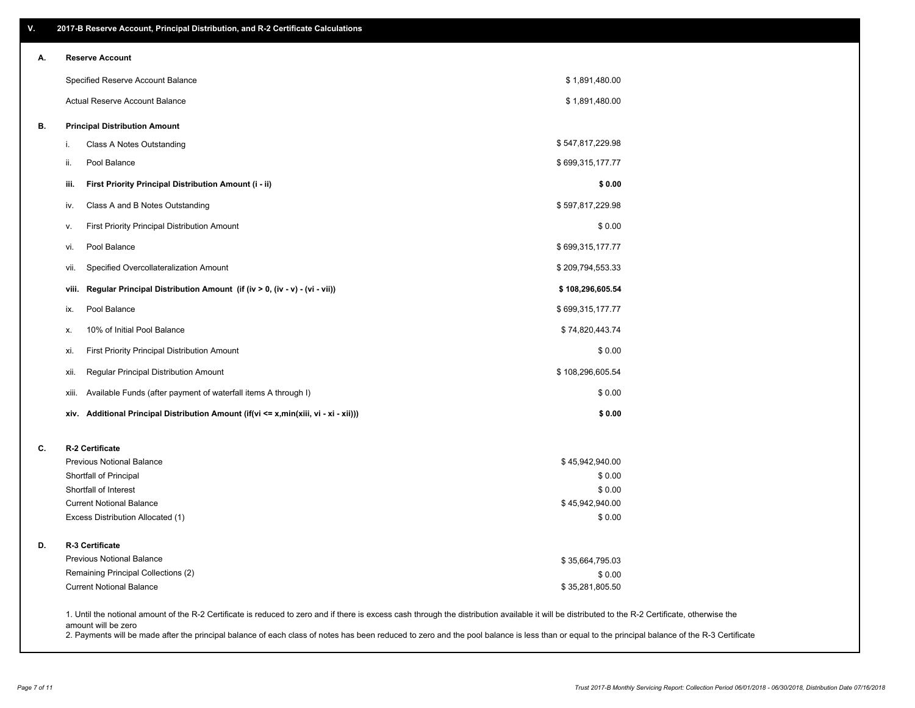## V. 2017-B Reserve Account, Principal Distribution, and R-2 Certificate Calculations

### A. Reserve Account

| | |
|---|---|
| Specified Reserve Account Balance | $ 1,891,480.00 |
| Actual Reserve Account Balance | $ 1,891,480.00 |

### B. Principal Distribution Amount

| | | |
|---|---|---|
| i. | Class A Notes Outstanding | $ 547,817,229.98 |
| ii. | Pool Balance | $ 699,315,177.77 |
| **iii.** | **First Priority Principal Distribution Amount (i - ii)** | **$ 0.00** |
| iv. | Class A and B Notes Outstanding | $ 597,817,229.98 |
| v. | First Priority Principal Distribution Amount | $ 0.00 |
| vi. | Pool Balance | $ 699,315,177.77 |
| vii. | Specified Overcollateralization Amount | $ 209,794,553.33 |
| **viii.** | **Regular Principal Distribution Amount (if (iv > 0, (iv - v) - (vi - vii))** | **$ 108,296,605.54** |
| ix. | Pool Balance | $ 699,315,177.77 |
| x. | 10% of Initial Pool Balance | $ 74,820,443.74 |
| xi. | First Priority Principal Distribution Amount | $ 0.00 |
| xii. | Regular Principal Distribution Amount | $ 108,296,605.54 |
| xiii. | Available Funds (after payment of waterfall items A through I) | $ 0.00 |
| **xiv.** | **Additional Principal Distribution Amount (if(vi <= x,min(xiii, vi - xi - xii)))** | **$ 0.00** |

### C. R-2 Certificate

| | |
|---|---|
| Previous Notional Balance | $ 45,942,940.00 |
| Shortfall of Principal | $ 0.00 |
| Shortfall of Interest | $ 0.00 |
| Current Notional Balance | $ 45,942,940.00 |
| Excess Distribution Allocated (1) | $ 0.00 |

### D. R-3 Certificate

| | |
|---|---|
| Previous Notional Balance | $ 35,664,795.03 |
| Remaining Principal Collections (2) | $ 0.00 |
| Current Notional Balance | $ 35,281,805.50 |

1. Until the notional amount of the R-2 Certificate is reduced to zero and if there is excess cash through the distribution available it will be distributed to the R-2 Certificate, otherwise the amount will be zero
2. Payments will be made after the principal balance of each class of notes has been reduced to zero and the pool balance is less than or equal to the principal balance of the R-3 Certificate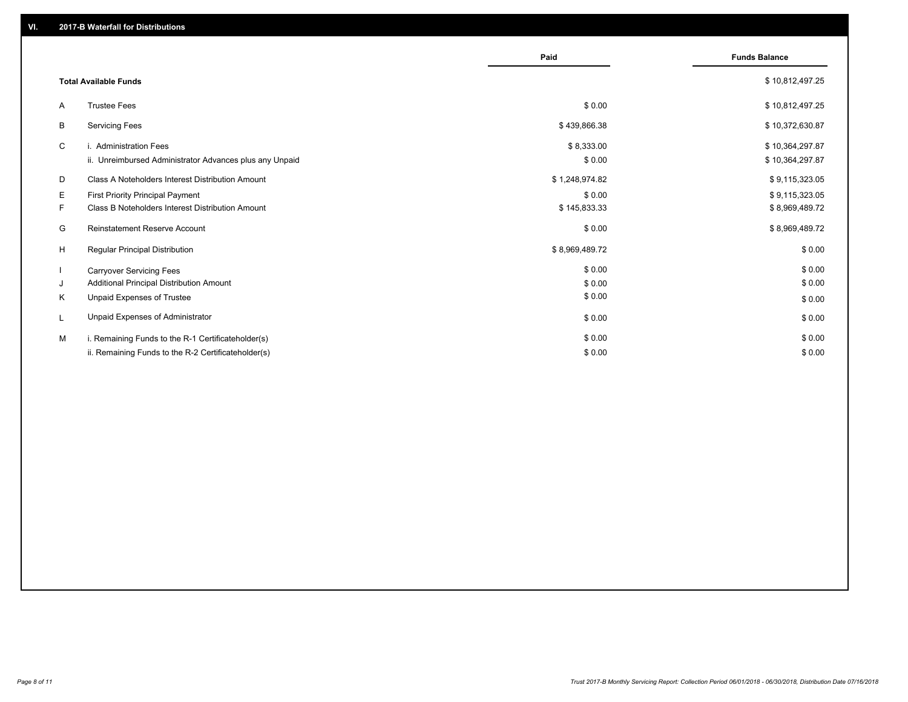## VI. 2017-B Waterfall for Distributions

| | | Paid | Funds Balance |
|---|---|---|---|
| | **Total Available Funds** | | $ 10,812,497.25 |
| A | Trustee Fees | $ 0.00 | $ 10,812,497.25 |
| B | Servicing Fees | $ 439,866.38 | $ 10,372,630.87 |
| C | i. Administration Fees | $ 8,333.00 | $ 10,364,297.87 |
| | ii. Unreimbursed Administrator Advances plus any Unpaid | $ 0.00 | $ 10,364,297.87 |
| D | Class A Noteholders Interest Distribution Amount | $ 1,248,974.82 | $ 9,115,323.05 |
| E | First Priority Principal Payment | $ 0.00 | $ 9,115,323.05 |
| F | Class B Noteholders Interest Distribution Amount | $ 145,833.33 | $ 8,969,489.72 |
| G | Reinstatement Reserve Account | $ 0.00 | $ 8,969,489.72 |
| H | Regular Principal Distribution | $ 8,969,489.72 | $ 0.00 |
| I | Carryover Servicing Fees | $ 0.00 | $ 0.00 |
| J | Additional Principal Distribution Amount | $ 0.00 | $ 0.00 |
| K | Unpaid Expenses of Trustee | $ 0.00 | $ 0.00 |
| L | Unpaid Expenses of Administrator | $ 0.00 | $ 0.00 |
| M | i. Remaining Funds to the R-1 Certificateholder(s) | $ 0.00 | $ 0.00 |
| | ii. Remaining Funds to the R-2 Certificateholder(s) | $ 0.00 | $ 0.00 |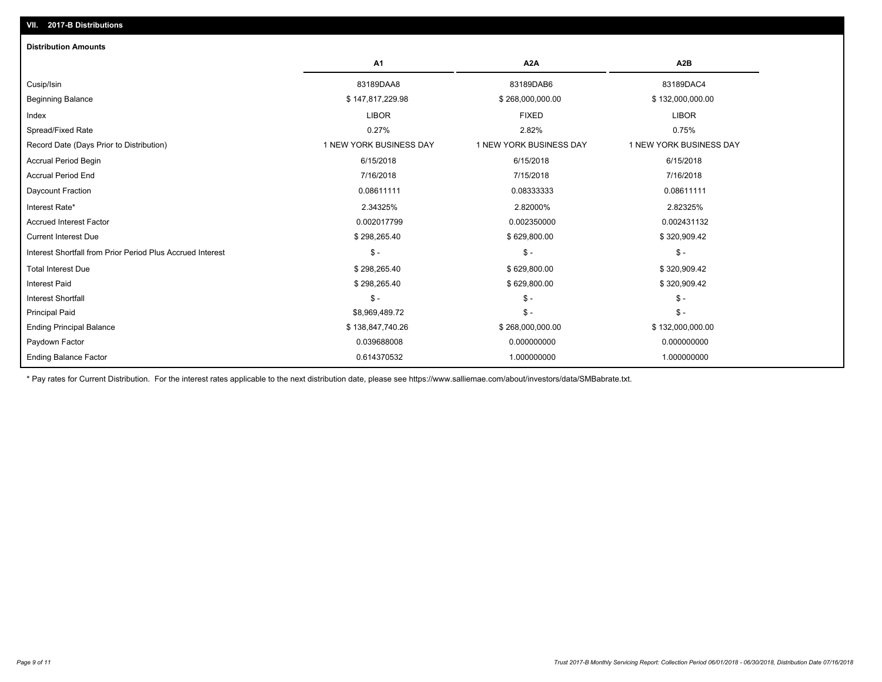## VII. 2017-B Distributions

### Distribution Amounts

| | A1 | A2A | A2B |
|---|---|---|---|
| Cusip/Isin | 83189DAA8 | 83189DAB6 | 83189DAC4 |
| Beginning Balance | $ 147,817,229.98 | $ 268,000,000.00 | $ 132,000,000.00 |
| Index | LIBOR | FIXED | LIBOR |
| Spread/Fixed Rate | 0.27% | 2.82% | 0.75% |
| Record Date (Days Prior to Distribution) | 1 NEW YORK BUSINESS DAY | 1 NEW YORK BUSINESS DAY | 1 NEW YORK BUSINESS DAY |
| Accrual Period Begin | 6/15/2018 | 6/15/2018 | 6/15/2018 |
| Accrual Period End | 7/16/2018 | 7/15/2018 | 7/16/2018 |
| Daycount Fraction | 0.08611111 | 0.08333333 | 0.08611111 |
| Interest Rate* | 2.34325% | 2.82000% | 2.82325% |
| Accrued Interest Factor | 0.002017799 | 0.002350000 | 0.002431132 |
| Current Interest Due | $ 298,265.40 | $ 629,800.00 | $ 320,909.42 |
| Interest Shortfall from Prior Period Plus Accrued Interest | $ - | $ - | $ - |
| Total Interest Due | $ 298,265.40 | $ 629,800.00 | $ 320,909.42 |
| Interest Paid | $ 298,265.40 | $ 629,800.00 | $ 320,909.42 |
| Interest Shortfall | $ - | $ - | $ - |
| Principal Paid | $8,969,489.72 | $ - | $ - |
| Ending Principal Balance | $ 138,847,740.26 | $ 268,000,000.00 | $ 132,000,000.00 |
| Paydown Factor | 0.039688008 | 0.000000000 | 0.000000000 |
| Ending Balance Factor | 0.614370532 | 1.000000000 | 1.000000000 |

* Pay rates for Current Distribution. For the interest rates applicable to the next distribution date, please see https://www.salliemae.com/about/investors/data/SMBabrate.txt.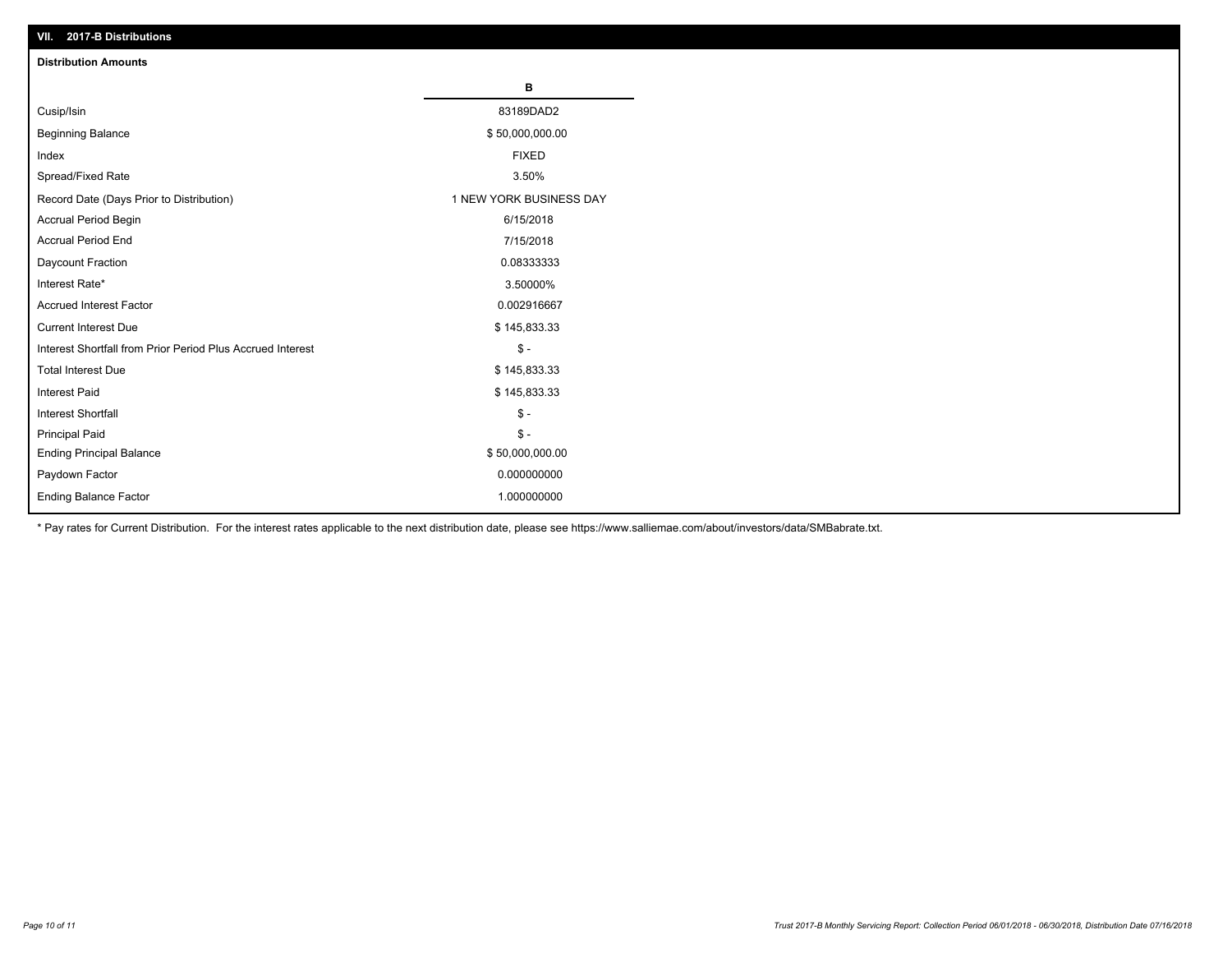## VII. 2017-B Distributions

### Distribution Amounts

| | B |
|---|---|
| Cusip/Isin | 83189DAD2 |
| Beginning Balance | $ 50,000,000.00 |
| Index | FIXED |
| Spread/Fixed Rate | 3.50% |
| Record Date (Days Prior to Distribution) | 1 NEW YORK BUSINESS DAY |
| Accrual Period Begin | 6/15/2018 |
| Accrual Period End | 7/15/2018 |
| Daycount Fraction | 0.08333333 |
| Interest Rate* | 3.50000% |
| Accrued Interest Factor | 0.002916667 |
| Current Interest Due | $ 145,833.33 |
| Interest Shortfall from Prior Period Plus Accrued Interest | $ - |
| Total Interest Due | $ 145,833.33 |
| Interest Paid | $ 145,833.33 |
| Interest Shortfall | $ - |
| Principal Paid | $ - |
| Ending Principal Balance | $ 50,000,000.00 |
| Paydown Factor | 0.000000000 |
| Ending Balance Factor | 1.000000000 |

* Pay rates for Current Distribution. For the interest rates applicable to the next distribution date, please see https://www.salliemae.com/about/investors/data/SMBabrate.txt.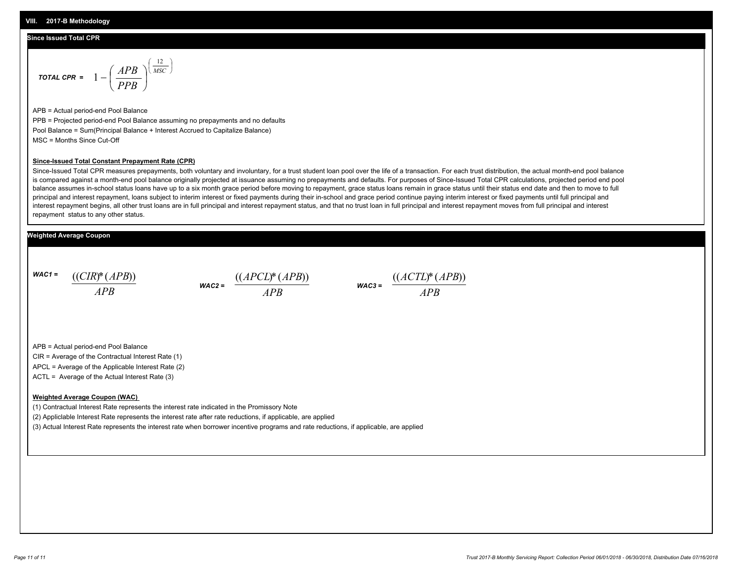## VIII. 2017-B Methodology

### Since Issued Total CPR

$$\textit{TOTAL CPR} = 1 - \left( \frac{APB}{PPB} \right)^{\left( \frac{12}{MSC} \right)}$$

APB = Actual period-end Pool Balance

PPB = Projected period-end Pool Balance assuming no prepayments and no defaults

Pool Balance = Sum(Principal Balance + Interest Accrued to Capitalize Balance)

MSC = Months Since Cut-Off

**Since-Issued Total Constant Prepayment Rate (CPR)**

Since-Issued Total CPR measures prepayments, both voluntary and involuntary, for a trust student loan pool over the life of a transaction. For each trust distribution, the actual month-end pool balance is compared against a month-end pool balance originally projected at issuance assuming no prepayments and defaults. For purposes of Since-Issued Total CPR calculations, projected period end pool balance assumes in-school status loans have up to a six month grace period before moving to repayment, grace status loans remain in grace status until their status end date and then to move to full principal and interest repayment, loans subject to interim interest or fixed payments during their in-school and grace period continue paying interim interest or fixed payments until full principal and interest repayment begins, all other trust loans are in full principal and interest repayment status, and that no trust loan in full principal and interest repayment moves from full principal and interest repayment status to any other status.

### Weighted Average Coupon

$$\textit{WAC1} = \frac{((CIR)*(APB))}{APB} \qquad \textit{WAC2} = \frac{((APCL)*(APB))}{APB} \qquad \textit{WAC3} = \frac{((ACTL)*(APB))}{APB}$$

APB = Actual period-end Pool Balance

CIR = Average of the Contractual Interest Rate (1)

APCL = Average of the Applicable Interest Rate (2)

ACTL = Average of the Actual Interest Rate (3)

**Weighted Average Coupon (WAC)**

(1) Contractual Interest Rate represents the interest rate indicated in the Promissory Note

(2) Appliclable Interest Rate represents the interest rate after rate reductions, if applicable, are applied

(3) Actual Interest Rate represents the interest rate when borrower incentive programs and rate reductions, if applicable, are applied